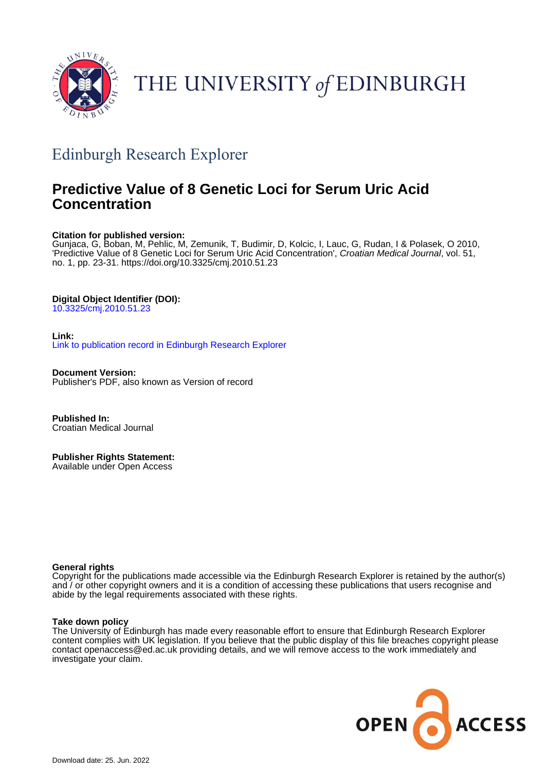THE UNIVERSITY of EDINBURGH

## Edinburgh Research Explorer

# Predictive Value of 8 Genetic Loci for Serum Uric Acid Concentration

**Citation for published version:**
Gunjaca, G, Boban, M, Pehlic, M, Zemunik, T, Budimir, D, Kolcic, I, Lauc, G, Rudan, I & Polasek, O 2010, 'Predictive Value of 8 Genetic Loci for Serum Uric Acid Concentration', *Croatian Medical Journal*, vol. 51, no. 1, pp. 23-31. https://doi.org/10.3325/cmj.2010.51.23

**Digital Object Identifier (DOI):**
10.3325/cmj.2010.51.23

**Link:**
Link to publication record in Edinburgh Research Explorer

**Document Version:**
Publisher's PDF, also known as Version of record

**Published In:**
Croatian Medical Journal

**Publisher Rights Statement:**
Available under Open Access

**General rights**
Copyright for the publications made accessible via the Edinburgh Research Explorer is retained by the author(s) and / or other copyright owners and it is a condition of accessing these publications that users recognise and abide by the legal requirements associated with these rights.

**Take down policy**
The University of Edinburgh has made every reasonable effort to ensure that Edinburgh Research Explorer content complies with UK legislation. If you believe that the public display of this file breaches copyright please contact openaccess@ed.ac.uk providing details, and we will remove access to the work immediately and investigate your claim.

OPEN ACCESS

Download date: 25. Jun. 2022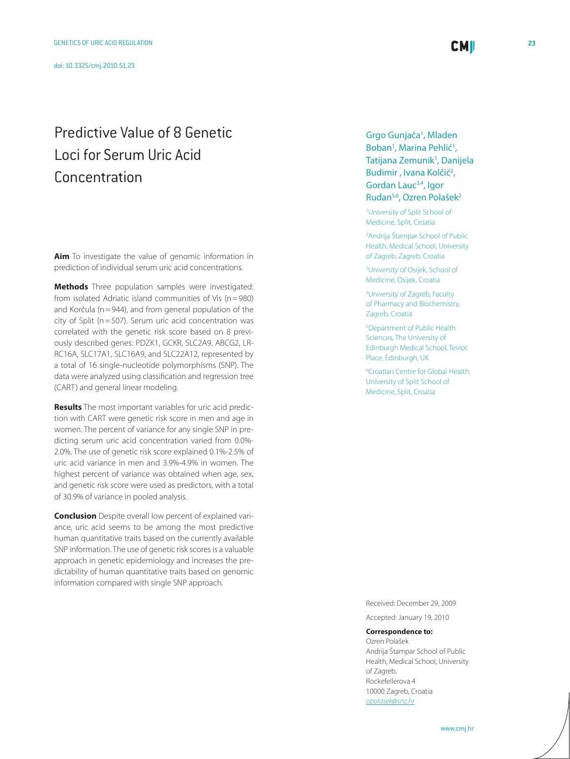doi: 10.3325/cmj.2010.51.23

# Predictive Value of 8 Genetic Loci for Serum Uric Acid Concentration

Grgo Gunjača[1], Mladen Boban[1], Marina Pehlić[1], Tatijana Zemunik[1], Danijela Budimir , Ivana Kolčić[2], Gordan Lauc[3,4], Igor Rudan[5,6], Ozren Polašek[2]

[1]University of Split School of Medicine, Split, Croatia

[2]Andrija Štampar School of Public Health, Medical School, University of Zagreb, Zagreb, Croatia

[3]University of Osijek, School of Medicine, Osijek, Croatia

[4]University of Zagreb, Faculty of Pharmacy and Biochemistry, Zagreb, Croatia

[5]Department of Public Health Sciences, The University of Edinburgh Medical School, Teviot Place, Edinburgh, UK

[6]Croatian Centre for Global Health, University of Split School of Medicine, Split, Croatia

**Aim** To investigate the value of genomic information in prediction of individual serum uric acid concentrations.

**Methods** Three population samples were investigated: from isolated Adriatic island communities of Vis (n = 980) and Korčula (n = 944), and from general population of the city of Split (n = 507). Serum uric acid concentration was correlated with the genetic risk score based on 8 previously described genes: PDZK1, GCKR, SLC2A9, ABCG2, LRRC16A, SLC17A1, SLC16A9, and SLC22A12, represented by a total of 16 single-nucleotide polymorphisms (SNP). The data were analyzed using classification and regression tree (CART) and general linear modeling.

**Results** The most important variables for uric acid prediction with CART were genetic risk score in men and age in women. The percent of variance for any single SNP in predicting serum uric acid concentration varied from 0.0%-2.0%. The use of genetic risk score explained 0.1%-2.5% of uric acid variance in men and 3.9%-4.9% in women. The highest percent of variance was obtained when age, sex, and genetic risk score were used as predictors, with a total of 30.9% of variance in pooled analysis.

**Conclusion** Despite overall low percent of explained variance, uric acid seems to be among the most predictive human quantitative traits based on the currently available SNP information. The use of genetic risk scores is a valuable approach in genetic epidemiology and increases the predictability of human quantitative traits based on genomic information compared with single SNP approach.

Received: December 29, 2009

Accepted: January 19, 2010

**Correspondence to:**
Ozren Polašek
Andrija Štampar School of Public Health, Medical School, University of Zagreb,
Rockefellerova 4
10000 Zagreb, Croatia
*opolasek@snz.hr*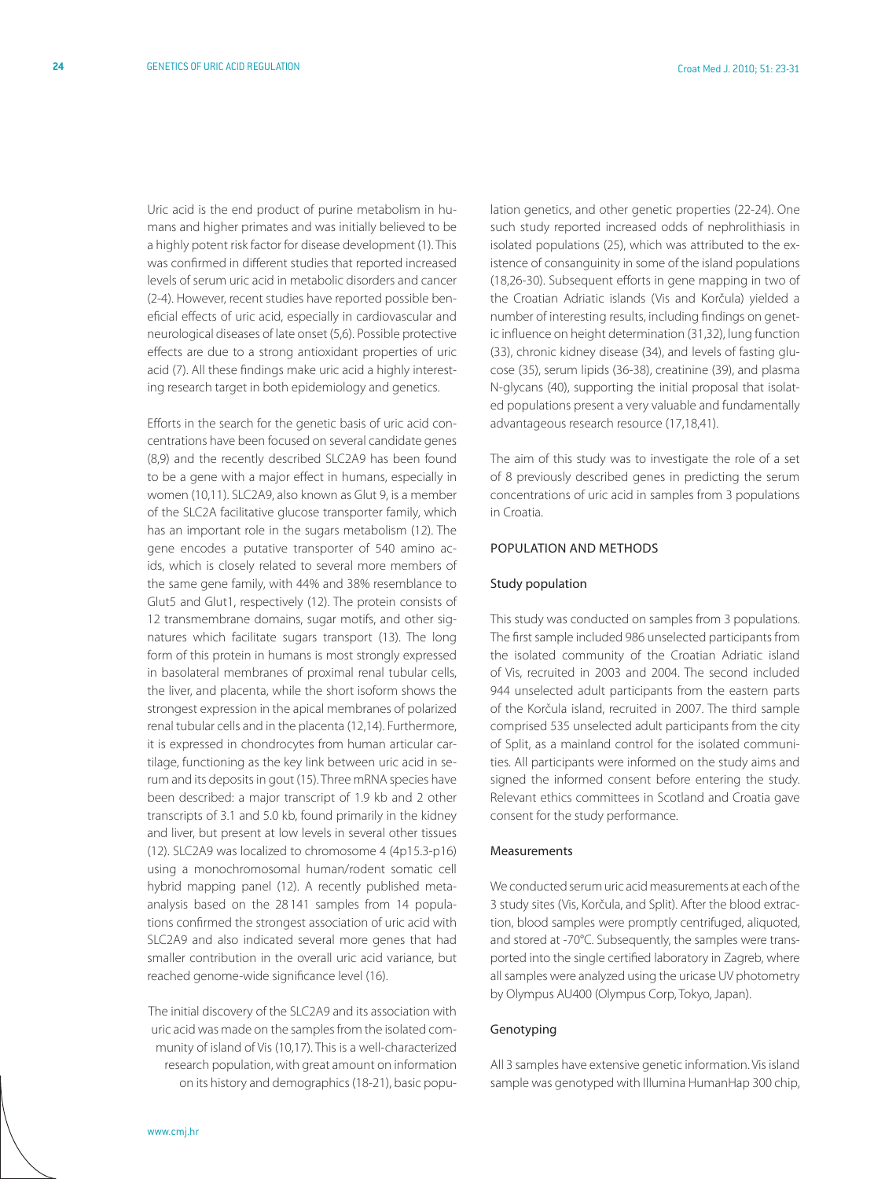Uric acid is the end product of purine metabolism in humans and higher primates and was initially believed to be a highly potent risk factor for disease development (1). This was confirmed in different studies that reported increased levels of serum uric acid in metabolic disorders and cancer (2-4). However, recent studies have reported possible beneficial effects of uric acid, especially in cardiovascular and neurological diseases of late onset (5,6). Possible protective effects are due to a strong antioxidant properties of uric acid (7). All these findings make uric acid a highly interesting research target in both epidemiology and genetics.

Efforts in the search for the genetic basis of uric acid concentrations have been focused on several candidate genes (8,9) and the recently described SLC2A9 has been found to be a gene with a major effect in humans, especially in women (10,11). SLC2A9, also known as Glut 9, is a member of the SLC2A facilitative glucose transporter family, which has an important role in the sugars metabolism (12). The gene encodes a putative transporter of 540 amino acids, which is closely related to several more members of the same gene family, with 44% and 38% resemblance to Glut5 and Glut1, respectively (12). The protein consists of 12 transmembrane domains, sugar motifs, and other signatures which facilitate sugars transport (13). The long form of this protein in humans is most strongly expressed in basolateral membranes of proximal renal tubular cells, the liver, and placenta, while the short isoform shows the strongest expression in the apical membranes of polarized renal tubular cells and in the placenta (12,14). Furthermore, it is expressed in chondrocytes from human articular cartilage, functioning as the key link between uric acid in serum and its deposits in gout (15). Three mRNA species have been described: a major transcript of 1.9 kb and 2 other transcripts of 3.1 and 5.0 kb, found primarily in the kidney and liver, but present at low levels in several other tissues (12). SLC2A9 was localized to chromosome 4 (4p15.3-p16) using a monochromosomal human/rodent somatic cell hybrid mapping panel (12). A recently published meta-analysis based on the 28141 samples from 14 populations confirmed the strongest association of uric acid with SLC2A9 and also indicated several more genes that had smaller contribution in the overall uric acid variance, but reached genome-wide significance level (16).

The initial discovery of the SLC2A9 and its association with uric acid was made on the samples from the isolated community of island of Vis (10,17). This is a well-characterized research population, with great amount on information on its history and demographics (18-21), basic population genetics, and other genetic properties (22-24). One such study reported increased odds of nephrolithiasis in isolated populations (25), which was attributed to the existence of consanguinity in some of the island populations (18,26-30). Subsequent efforts in gene mapping in two of the Croatian Adriatic islands (Vis and Korčula) yielded a number of interesting results, including findings on genetic influence on height determination (31,32), lung function (33), chronic kidney disease (34), and levels of fasting glucose (35), serum lipids (36-38), creatinine (39), and plasma N-glycans (40), supporting the initial proposal that isolated populations present a very valuable and fundamentally advantageous research resource (17,18,41).

The aim of this study was to investigate the role of a set of 8 previously described genes in predicting the serum concentrations of uric acid in samples from 3 populations in Croatia.

## POPULATION AND METHODS

### Study population

This study was conducted on samples from 3 populations. The first sample included 986 unselected participants from the isolated community of the Croatian Adriatic island of Vis, recruited in 2003 and 2004. The second included 944 unselected adult participants from the eastern parts of the Korčula island, recruited in 2007. The third sample comprised 535 unselected adult participants from the city of Split, as a mainland control for the isolated communities. All participants were informed on the study aims and signed the informed consent before entering the study. Relevant ethics committees in Scotland and Croatia gave consent for the study performance.

### Measurements

We conducted serum uric acid measurements at each of the 3 study sites (Vis, Korčula, and Split). After the blood extraction, blood samples were promptly centrifuged, aliquoted, and stored at -70°C. Subsequently, the samples were transported into the single certified laboratory in Zagreb, where all samples were analyzed using the uricase UV photometry by Olympus AU400 (Olympus Corp, Tokyo, Japan).

### Genotyping

All 3 samples have extensive genetic information. Vis island sample was genotyped with Illumina HumanHap 300 chip,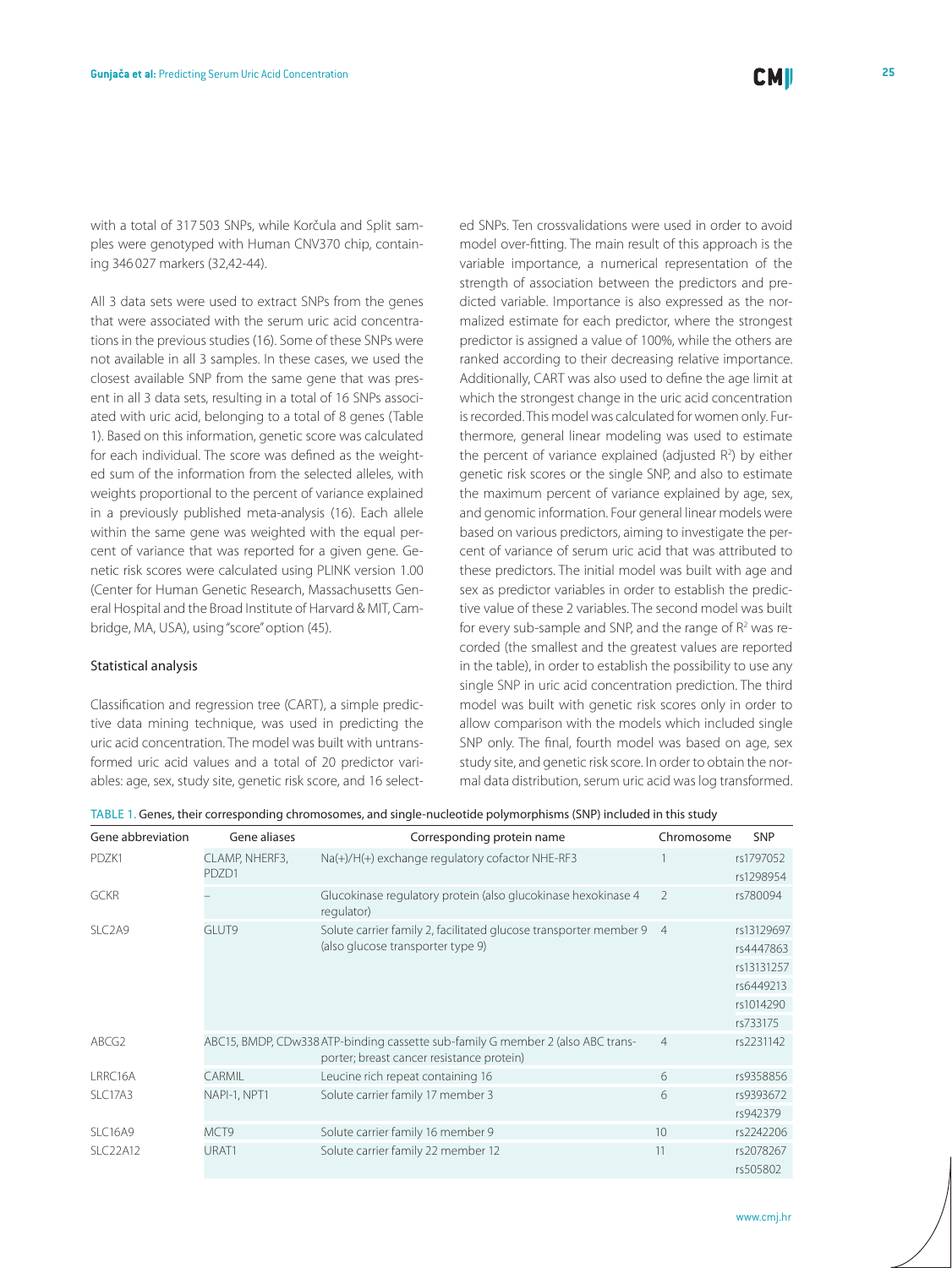with a total of 317 503 SNPs, while Korčula and Split samples were genotyped with Human CNV370 chip, containing 346 027 markers (32,42-44).

All 3 data sets were used to extract SNPs from the genes that were associated with the serum uric acid concentrations in the previous studies (16). Some of these SNPs were not available in all 3 samples. In these cases, we used the closest available SNP from the same gene that was present in all 3 data sets, resulting in a total of 16 SNPs associated with uric acid, belonging to a total of 8 genes (Table 1). Based on this information, genetic score was calculated for each individual. The score was defined as the weighted sum of the information from the selected alleles, with weights proportional to the percent of variance explained in a previously published meta-analysis (16). Each allele within the same gene was weighted with the equal percent of variance that was reported for a given gene. Genetic risk scores were calculated using PLINK version 1.00 (Center for Human Genetic Research, Massachusetts General Hospital and the Broad Institute of Harvard & MIT, Cambridge, MA, USA), using "score" option (45).

### Statistical analysis

Classification and regression tree (CART), a simple predictive data mining technique, was used in predicting the uric acid concentration. The model was built with untransformed uric acid values and a total of 20 predictor variables: age, sex, study site, genetic risk score, and 16 selected SNPs. Ten crossvalidations were used in order to avoid model over-fitting. The main result of this approach is the variable importance, a numerical representation of the strength of association between the predictors and predicted variable. Importance is also expressed as the normalized estimate for each predictor, where the strongest predictor is assigned a value of 100%, while the others are ranked according to their decreasing relative importance. Additionally, CART was also used to define the age limit at which the strongest change in the uric acid concentration is recorded. This model was calculated for women only. Furthermore, general linear modeling was used to estimate the percent of variance explained (adjusted $R^2$) by either genetic risk scores or the single SNP, and also to estimate the maximum percent of variance explained by age, sex, and genomic information. Four general linear models were based on various predictors, aiming to investigate the percent of variance of serum uric acid that was attributed to these predictors. The initial model was built with age and sex as predictor variables in order to establish the predictive value of these 2 variables. The second model was built for every sub-sample and SNP, and the range of $R^2$ was recorded (the smallest and the greatest values are reported in the table), in order to establish the possibility to use any single SNP in uric acid concentration prediction. The third model was built with genetic risk scores only in order to allow comparison with the models which included single SNP only. The final, fourth model was based on age, sex study site, and genetic risk score. In order to obtain the normal data distribution, serum uric acid was log transformed.

TABLE 1. Genes, their corresponding chromosomes, and single-nucleotide polymorphisms (SNP) included in this study

| Gene abbreviation | Gene aliases | Corresponding protein name | Chromosome | SNP |
|---|---|---|---|---|
| PDZK1 | CLAMP, NHERF3, PDZD1 | Na(+)/H(+) exchange regulatory cofactor NHE-RF3 | 1 | rs1797052 |
| | | | | rs1298954 |
| GCKR | – | Glucokinase regulatory protein (also glucokinase hexokinase 4 regulator) | 2 | rs780094 |
| SLC2A9 | GLUT9 | Solute carrier family 2, facilitated glucose transporter member 9 (also glucose transporter type 9) | 4 | rs13129697 |
| | | | | rs4447863 |
| | | | | rs13131257 |
| | | | | rs6449213 |
| | | | | rs1014290 |
| | | | | rs733175 |
| ABCG2 | ABC15, BMDP, CDw338 | ATP-binding cassette sub-family G member 2 (also ABC transporter; breast cancer resistance protein) | 4 | rs2231142 |
| LRRC16A | CARMIL | Leucine rich repeat containing 16 | 6 | rs9358856 |
| SLC17A3 | NAPI-1, NPT1 | Solute carrier family 17 member 3 | 6 | rs9393672 |
| | | | | rs942379 |
| SLC16A9 | MCT9 | Solute carrier family 16 member 9 | 10 | rs2242206 |
| SLC22A12 | URAT1 | Solute carrier family 22 member 12 | 11 | rs2078267 |
| | | | | rs505802 |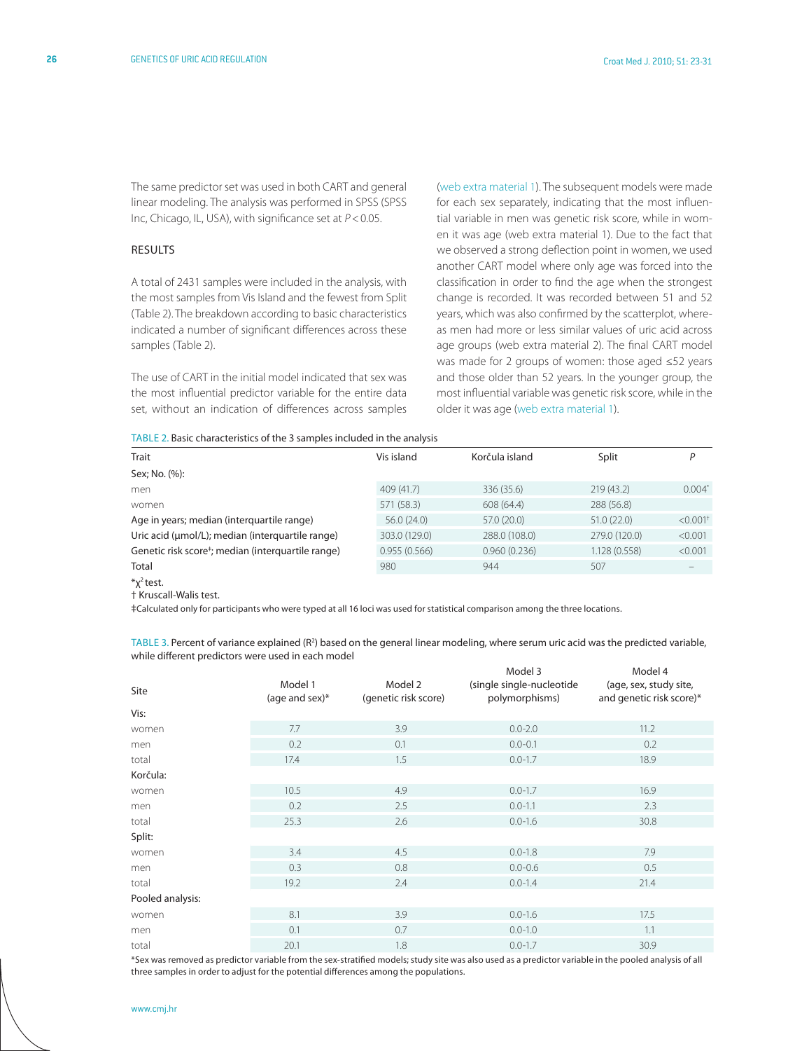The same predictor set was used in both CART and general linear modeling. The analysis was performed in SPSS (SPSS Inc, Chicago, IL, USA), with significance set at $P < 0.05$.

## RESULTS

A total of 2431 samples were included in the analysis, with the most samples from Vis Island and the fewest from Split (Table 2). The breakdown according to basic characteristics indicated a number of significant differences across these samples (Table 2).

The use of CART in the initial model indicated that sex was the most influential predictor variable for the entire data set, without an indication of differences across samples (web extra material 1). The subsequent models were made for each sex separately, indicating that the most influential variable in men was genetic risk score, while in women it was age (web extra material 1). Due to the fact that we observed a strong deflection point in women, we used another CART model where only age was forced into the classification in order to find the age when the strongest change is recorded. It was recorded between 51 and 52 years, which was also confirmed by the scatterplot, whereas men had more or less similar values of uric acid across age groups (web extra material 2). The final CART model was made for 2 groups of women: those aged ≤52 years and those older than 52 years. In the younger group, the most influential variable was genetic risk score, while in the older it was age (web extra material 1).

TABLE 2. Basic characteristics of the 3 samples included in the analysis

| Trait | Vis island | Korčula island | Split | P |
|---|---|---|---|---|
| Sex; No. (%): | | | | |
| men | 409 (41.7) | 336 (35.6) | 219 (43.2) | 0.004* |
| women | 571 (58.3) | 608 (64.4) | 288 (56.8) | |
| Age in years; median (interquartile range) | 56.0 (24.0) | 57.0 (20.0) | 51.0 (22.0) | <0.001† |
| Uric acid (μmol/L); median (interquartile range) | 303.0 (129.0) | 288.0 (108.0) | 279.0 (120.0) | <0.001 |
| Genetic risk score‡; median (interquartile range) | 0.955 (0.566) | 0.960 (0.236) | 1.128 (0.558) | <0.001 |
| Total | 980 | 944 | 507 | – |

*$\chi^2$ test.

† Kruscall-Walis test.

‡Calculated only for participants who were typed at all 16 loci was used for statistical comparison among the three locations.

TABLE 3. Percent of variance explained ($R^2$) based on the general linear modeling, where serum uric acid was the predicted variable, while different predictors were used in each model

| Site | Model 1 (age and sex)* | Model 2 (genetic risk score) | Model 3 (single single-nucleotide polymorphisms) | Model 4 (age, sex, study site, and genetic risk score)* |
|---|---|---|---|---|
| Vis: | | | | |
| women | 7.7 | 3.9 | 0.0-2.0 | 11.2 |
| men | 0.2 | 0.1 | 0.0-0.1 | 0.2 |
| total | 17.4 | 1.5 | 0.0-1.7 | 18.9 |
| Korčula: | | | | |
| women | 10.5 | 4.9 | 0.0-1.7 | 16.9 |
| men | 0.2 | 2.5 | 0.0-1.1 | 2.3 |
| total | 25.3 | 2.6 | 0.0-1.6 | 30.8 |
| Split: | | | | |
| women | 3.4 | 4.5 | 0.0-1.8 | 7.9 |
| men | 0.3 | 0.8 | 0.0-0.6 | 0.5 |
| total | 19.2 | 2.4 | 0.0-1.4 | 21.4 |
| Pooled analysis: | | | | |
| women | 8.1 | 3.9 | 0.0-1.6 | 17.5 |
| men | 0.1 | 0.7 | 0.0-1.0 | 1.1 |
| total | 20.1 | 1.8 | 0.0-1.7 | 30.9 |

*Sex was removed as predictor variable from the sex-stratified models; study site was also used as a predictor variable in the pooled analysis of all three samples in order to adjust for the potential differences among the populations.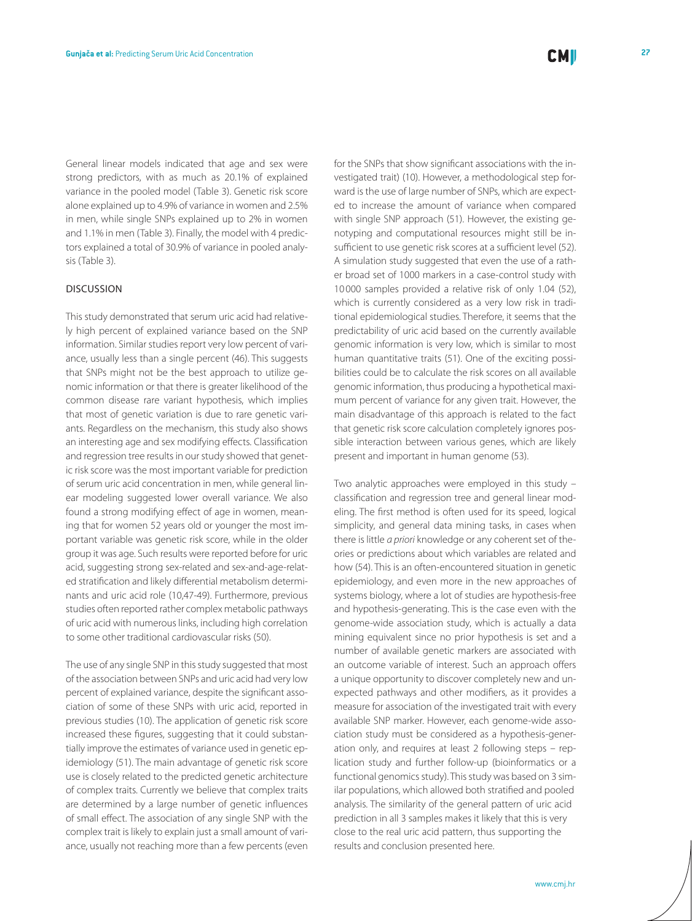General linear models indicated that age and sex were strong predictors, with as much as 20.1% of explained variance in the pooled model (Table 3). Genetic risk score alone explained up to 4.9% of variance in women and 2.5% in men, while single SNPs explained up to 2% in women and 1.1% in men (Table 3). Finally, the model with 4 predictors explained a total of 30.9% of variance in pooled analysis (Table 3).

## DISCUSSION

This study demonstrated that serum uric acid had relatively high percent of explained variance based on the SNP information. Similar studies report very low percent of variance, usually less than a single percent (46). This suggests that SNPs might not be the best approach to utilize genomic information or that there is greater likelihood of the common disease rare variant hypothesis, which implies that most of genetic variation is due to rare genetic variants. Regardless on the mechanism, this study also shows an interesting age and sex modifying effects. Classification and regression tree results in our study showed that genetic risk score was the most important variable for prediction of serum uric acid concentration in men, while general linear modeling suggested lower overall variance. We also found a strong modifying effect of age in women, meaning that for women 52 years old or younger the most important variable was genetic risk score, while in the older group it was age. Such results were reported before for uric acid, suggesting strong sex-related and sex-and-age-related stratification and likely differential metabolism determinants and uric acid role (10,47-49). Furthermore, previous studies often reported rather complex metabolic pathways of uric acid with numerous links, including high correlation to some other traditional cardiovascular risks (50).

The use of any single SNP in this study suggested that most of the association between SNPs and uric acid had very low percent of explained variance, despite the significant association of some of these SNPs with uric acid, reported in previous studies (10). The application of genetic risk score increased these figures, suggesting that it could substantially improve the estimates of variance used in genetic epidemiology (51). The main advantage of genetic risk score use is closely related to the predicted genetic architecture of complex traits. Currently we believe that complex traits are determined by a large number of genetic influences of small effect. The association of any single SNP with the complex trait is likely to explain just a small amount of variance, usually not reaching more than a few percents (even for the SNPs that show significant associations with the investigated trait) (10). However, a methodological step forward is the use of large number of SNPs, which are expected to increase the amount of variance when compared with single SNP approach (51). However, the existing genotyping and computational resources might still be insufficient to use genetic risk scores at a sufficient level (52). A simulation study suggested that even the use of a rather broad set of 1000 markers in a case-control study with 10 000 samples provided a relative risk of only 1.04 (52), which is currently considered as a very low risk in traditional epidemiological studies. Therefore, it seems that the predictability of uric acid based on the currently available genomic information is very low, which is similar to most human quantitative traits (51). One of the exciting possibilities could be to calculate the risk scores on all available genomic information, thus producing a hypothetical maximum percent of variance for any given trait. However, the main disadvantage of this approach is related to the fact that genetic risk score calculation completely ignores possible interaction between various genes, which are likely present and important in human genome (53).

Two analytic approaches were employed in this study – classification and regression tree and general linear modeling. The first method is often used for its speed, logical simplicity, and general data mining tasks, in cases when there is little *a priori* knowledge or any coherent set of theories or predictions about which variables are related and how (54). This is an often-encountered situation in genetic epidemiology, and even more in the new approaches of systems biology, where a lot of studies are hypothesis-free and hypothesis-generating. This is the case even with the genome-wide association study, which is actually a data mining equivalent since no prior hypothesis is set and a number of available genetic markers are associated with an outcome variable of interest. Such an approach offers a unique opportunity to discover completely new and unexpected pathways and other modifiers, as it provides a measure for association of the investigated trait with every available SNP marker. However, each genome-wide association study must be considered as a hypothesis-generation only, and requires at least 2 following steps – replication study and further follow-up (bioinformatics or a functional genomics study). This study was based on 3 similar populations, which allowed both stratified and pooled analysis. The similarity of the general pattern of uric acid prediction in all 3 samples makes it likely that this is very close to the real uric acid pattern, thus supporting the results and conclusion presented here.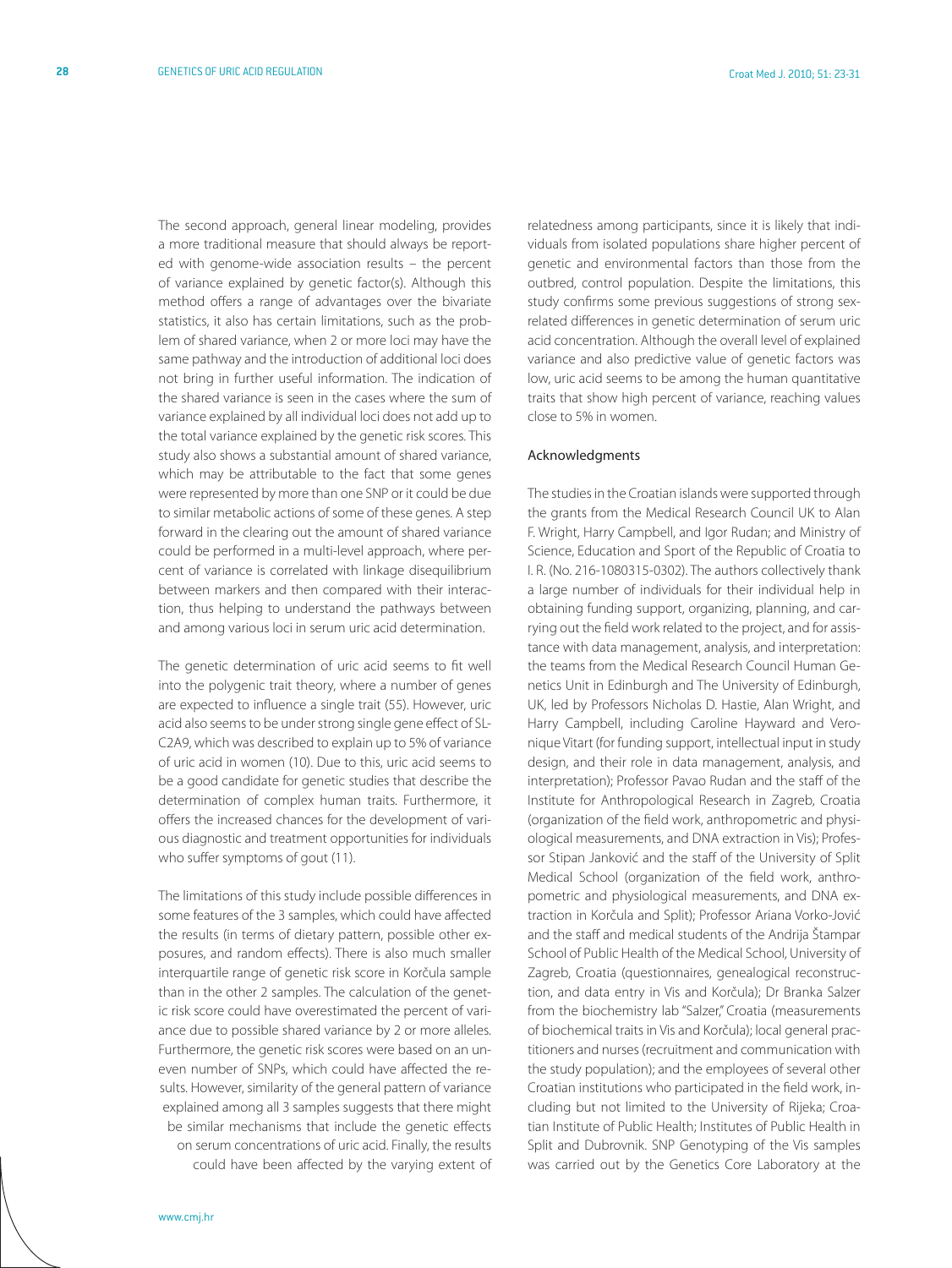The second approach, general linear modeling, provides a more traditional measure that should always be reported with genome-wide association results – the percent of variance explained by genetic factor(s). Although this method offers a range of advantages over the bivariate statistics, it also has certain limitations, such as the problem of shared variance, when 2 or more loci may have the same pathway and the introduction of additional loci does not bring in further useful information. The indication of the shared variance is seen in the cases where the sum of variance explained by all individual loci does not add up to the total variance explained by the genetic risk scores. This study also shows a substantial amount of shared variance, which may be attributable to the fact that some genes were represented by more than one SNP or it could be due to similar metabolic actions of some of these genes. A step forward in the clearing out the amount of shared variance could be performed in a multi-level approach, where percent of variance is correlated with linkage disequilibrium between markers and then compared with their interaction, thus helping to understand the pathways between and among various loci in serum uric acid determination.

The genetic determination of uric acid seems to fit well into the polygenic trait theory, where a number of genes are expected to influence a single trait (55). However, uric acid also seems to be under strong single gene effect of SLC2A9, which was described to explain up to 5% of variance of uric acid in women (10). Due to this, uric acid seems to be a good candidate for genetic studies that describe the determination of complex human traits. Furthermore, it offers the increased chances for the development of various diagnostic and treatment opportunities for individuals who suffer symptoms of gout (11).

The limitations of this study include possible differences in some features of the 3 samples, which could have affected the results (in terms of dietary pattern, possible other exposures, and random effects). There is also much smaller interquartile range of genetic risk score in Korčula sample than in the other 2 samples. The calculation of the genetic risk score could have overestimated the percent of variance due to possible shared variance by 2 or more alleles. Furthermore, the genetic risk scores were based on an uneven number of SNPs, which could have affected the results. However, similarity of the general pattern of variance explained among all 3 samples suggests that there might be similar mechanisms that include the genetic effects on serum concentrations of uric acid. Finally, the results could have been affected by the varying extent of relatedness among participants, since it is likely that individuals from isolated populations share higher percent of genetic and environmental factors than those from the outbred, control population. Despite the limitations, this study confirms some previous suggestions of strong sex-related differences in genetic determination of serum uric acid concentration. Although the overall level of explained variance and also predictive value of genetic factors was low, uric acid seems to be among the human quantitative traits that show high percent of variance, reaching values close to 5% in women.

## Acknowledgments

The studies in the Croatian islands were supported through the grants from the Medical Research Council UK to Alan F. Wright, Harry Campbell, and Igor Rudan; and Ministry of Science, Education and Sport of the Republic of Croatia to I. R. (No. 216-1080315-0302). The authors collectively thank a large number of individuals for their individual help in obtaining funding support, organizing, planning, and carrying out the field work related to the project, and for assistance with data management, analysis, and interpretation: the teams from the Medical Research Council Human Genetics Unit in Edinburgh and The University of Edinburgh, UK, led by Professors Nicholas D. Hastie, Alan Wright, and Harry Campbell, including Caroline Hayward and Veronique Vitart (for funding support, intellectual input in study design, and their role in data management, analysis, and interpretation); Professor Pavao Rudan and the staff of the Institute for Anthropological Research in Zagreb, Croatia (organization of the field work, anthropometric and physiological measurements, and DNA extraction in Vis); Professor Stipan Janković and the staff of the University of Split Medical School (organization of the field work, anthropometric and physiological measurements, and DNA extraction in Korčula and Split); Professor Ariana Vorko-Jović and the staff and medical students of the Andrija Štampar School of Public Health of the Medical School, University of Zagreb, Croatia (questionnaires, genealogical reconstruction, and data entry in Vis and Korčula); Dr Branka Salzer from the biochemistry lab "Salzer," Croatia (measurements of biochemical traits in Vis and Korčula); local general practitioners and nurses (recruitment and communication with the study population); and the employees of several other Croatian institutions who participated in the field work, including but not limited to the University of Rijeka; Croatian Institute of Public Health; Institutes of Public Health in Split and Dubrovnik. SNP Genotyping of the Vis samples was carried out by the Genetics Core Laboratory at the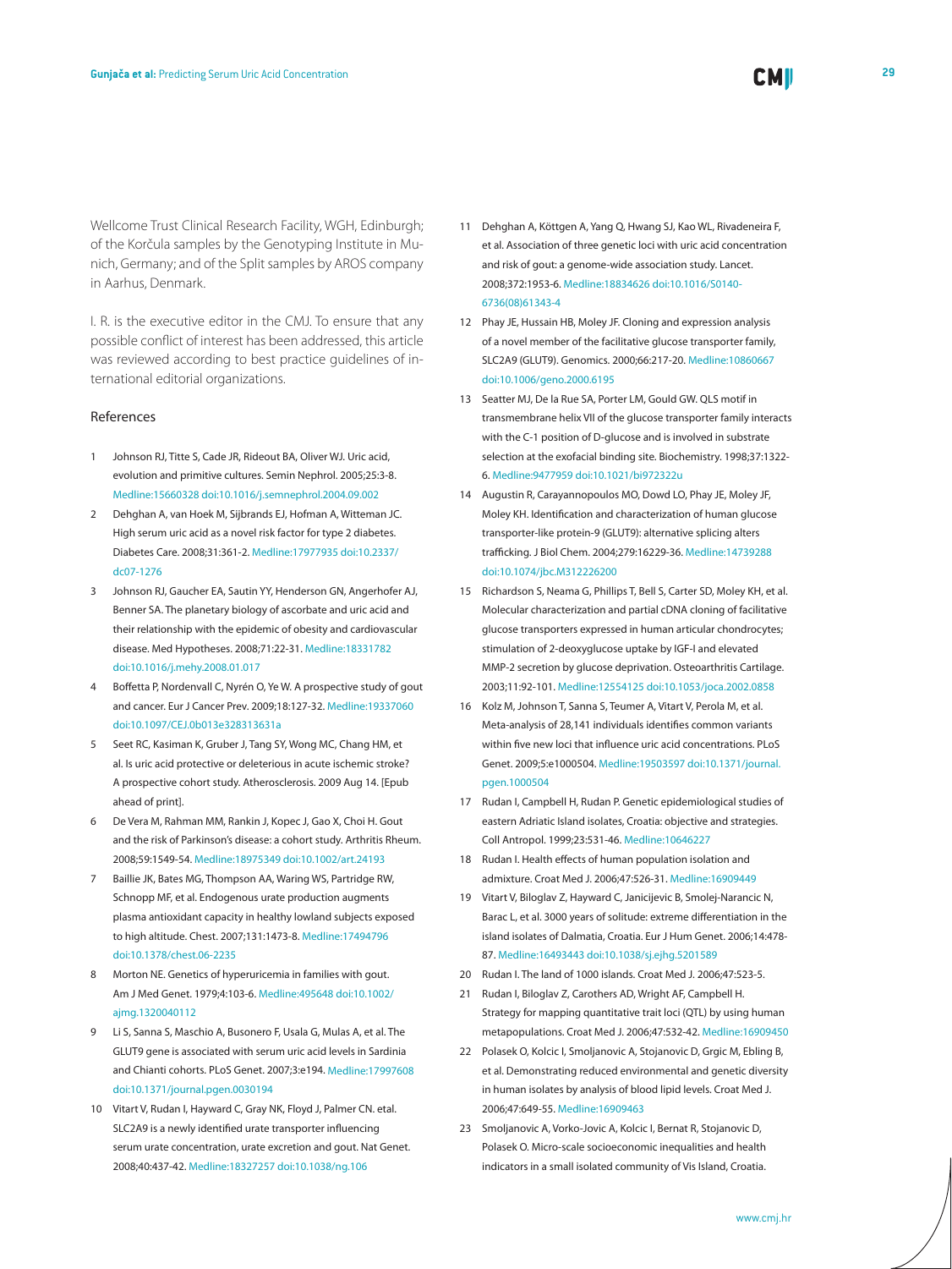Wellcome Trust Clinical Research Facility, WGH, Edinburgh; of the Korčula samples by the Genotyping Institute in Munich, Germany; and of the Split samples by AROS company in Aarhus, Denmark.

I. R. is the executive editor in the CMJ. To ensure that any possible conflict of interest has been addressed, this article was reviewed according to best practice guidelines of international editorial organizations.

## References

1. Johnson RJ, Titte S, Cade JR, Rideout BA, Oliver WJ. Uric acid, evolution and primitive cultures. Semin Nephrol. 2005;25:3-8. Medline:15660328 doi:10.1016/j.semnephrol.2004.09.002
2. Dehghan A, van Hoek M, Sijbrands EJ, Hofman A, Witteman JC. High serum uric acid as a novel risk factor for type 2 diabetes. Diabetes Care. 2008;31:361-2. Medline:17977935 doi:10.2337/dc07-1276
3. Johnson RJ, Gaucher EA, Sautin YY, Henderson GN, Angerhofer AJ, Benner SA. The planetary biology of ascorbate and uric acid and their relationship with the epidemic of obesity and cardiovascular disease. Med Hypotheses. 2008;71:22-31. Medline:18331782 doi:10.1016/j.mehy.2008.01.017
4. Boffetta P, Nordenvall C, Nyrén O, Ye W. A prospective study of gout and cancer. Eur J Cancer Prev. 2009;18:127-32. Medline:19337060 doi:10.1097/CEJ.0b013e328313631a
5. Seet RC, Kasiman K, Gruber J, Tang SY, Wong MC, Chang HM, et al. Is uric acid protective or deleterious in acute ischemic stroke? A prospective cohort study. Atherosclerosis. 2009 Aug 14. [Epub ahead of print].
6. De Vera M, Rahman MM, Rankin J, Kopec J, Gao X, Choi H. Gout and the risk of Parkinson's disease: a cohort study. Arthritis Rheum. 2008;59:1549-54. Medline:18975349 doi:10.1002/art.24193
7. Baillie JK, Bates MG, Thompson AA, Waring WS, Partridge RW, Schnopp MF, et al. Endogenous urate production augments plasma antioxidant capacity in healthy lowland subjects exposed to high altitude. Chest. 2007;131:1473-8. Medline:17494796 doi:10.1378/chest.06-2235
8. Morton NE. Genetics of hyperuricemia in families with gout. Am J Med Genet. 1979;4:103-6. Medline:495648 doi:10.1002/ajmg.1320040112
9. Li S, Sanna S, Maschio A, Busonero F, Usala G, Mulas A, et al. The GLUT9 gene is associated with serum uric acid levels in Sardinia and Chianti cohorts. PLoS Genet. 2007;3:e194. Medline:17997608 doi:10.1371/journal.pgen.0030194
10. Vitart V, Rudan I, Hayward C, Gray NK, Floyd J, Palmer CN. etal. SLC2A9 is a newly identified urate transporter influencing serum urate concentration, urate excretion and gout. Nat Genet. 2008;40:437-42. Medline:18327257 doi:10.1038/ng.106
11. Dehghan A, Köttgen A, Yang Q, Hwang SJ, Kao WL, Rivadeneira F, et al. Association of three genetic loci with uric acid concentration and risk of gout: a genome-wide association study. Lancet. 2008;372:1953-6. Medline:18834626 doi:10.1016/S0140-6736(08)61343-4
12. Phay JE, Hussain HB, Moley JF. Cloning and expression analysis of a novel member of the facilitative glucose transporter family, SLC2A9 (GLUT9). Genomics. 2000;66:217-20. Medline:10860667 doi:10.1006/geno.2000.6195
13. Seatter MJ, De la Rue SA, Porter LM, Gould GW. QLS motif in transmembrane helix VII of the glucose transporter family interacts with the C-1 position of D-glucose and is involved in substrate selection at the exofacial binding site. Biochemistry. 1998;37:1322-6. Medline:9477959 doi:10.1021/bi972322u
14. Augustin R, Carayannopoulos MO, Dowd LO, Phay JE, Moley JF, Moley KH. Identification and characterization of human glucose transporter-like protein-9 (GLUT9): alternative splicing alters trafficking. J Biol Chem. 2004;279:16229-36. Medline:14739288 doi:10.1074/jbc.M312226200
15. Richardson S, Neama G, Phillips T, Bell S, Carter SD, Moley KH, et al. Molecular characterization and partial cDNA cloning of facilitative glucose transporters expressed in human articular chondrocytes; stimulation of 2-deoxyglucose uptake by IGF-I and elevated MMP-2 secretion by glucose deprivation. Osteoarthritis Cartilage. 2003;11:92-101. Medline:12554125 doi:10.1053/joca.2002.0858
16. Kolz M, Johnson T, Sanna S, Teumer A, Vitart V, Perola M, et al. Meta-analysis of 28,141 individuals identifies common variants within five new loci that influence uric acid concentrations. PLoS Genet. 2009;5:e1000504. Medline:19503597 doi:10.1371/journal.pgen.1000504
17. Rudan I, Campbell H, Rudan P. Genetic epidemiological studies of eastern Adriatic Island isolates, Croatia: objective and strategies. Coll Antropol. 1999;23:531-46. Medline:10646227
18. Rudan I. Health effects of human population isolation and admixture. Croat Med J. 2006;47:526-31. Medline:16909449
19. Vitart V, Biloglav Z, Hayward C, Janicijevic B, Smolej-Narancic N, Barac L, et al. 3000 years of solitude: extreme differentiation in the island isolates of Dalmatia, Croatia. Eur J Hum Genet. 2006;14:478-87. Medline:16493443 doi:10.1038/sj.ejhg.5201589
20. Rudan I. The land of 1000 islands. Croat Med J. 2006;47:523-5.
21. Rudan I, Biloglav Z, Carothers AD, Wright AF, Campbell H. Strategy for mapping quantitative trait loci (QTL) by using human metapopulations. Croat Med J. 2006;47:532-42. Medline:16909450
22. Polasek O, Kolcic I, Smoljanovic A, Stojanovic D, Grgic M, Ebling B, et al. Demonstrating reduced environmental and genetic diversity in human isolates by analysis of blood lipid levels. Croat Med J. 2006;47:649-55. Medline:16909463
23. Smoljanovic A, Vorko-Jovic A, Kolcic I, Bernat R, Stojanovic D, Polasek O. Micro-scale socioeconomic inequalities and health indicators in a small isolated community of Vis Island, Croatia.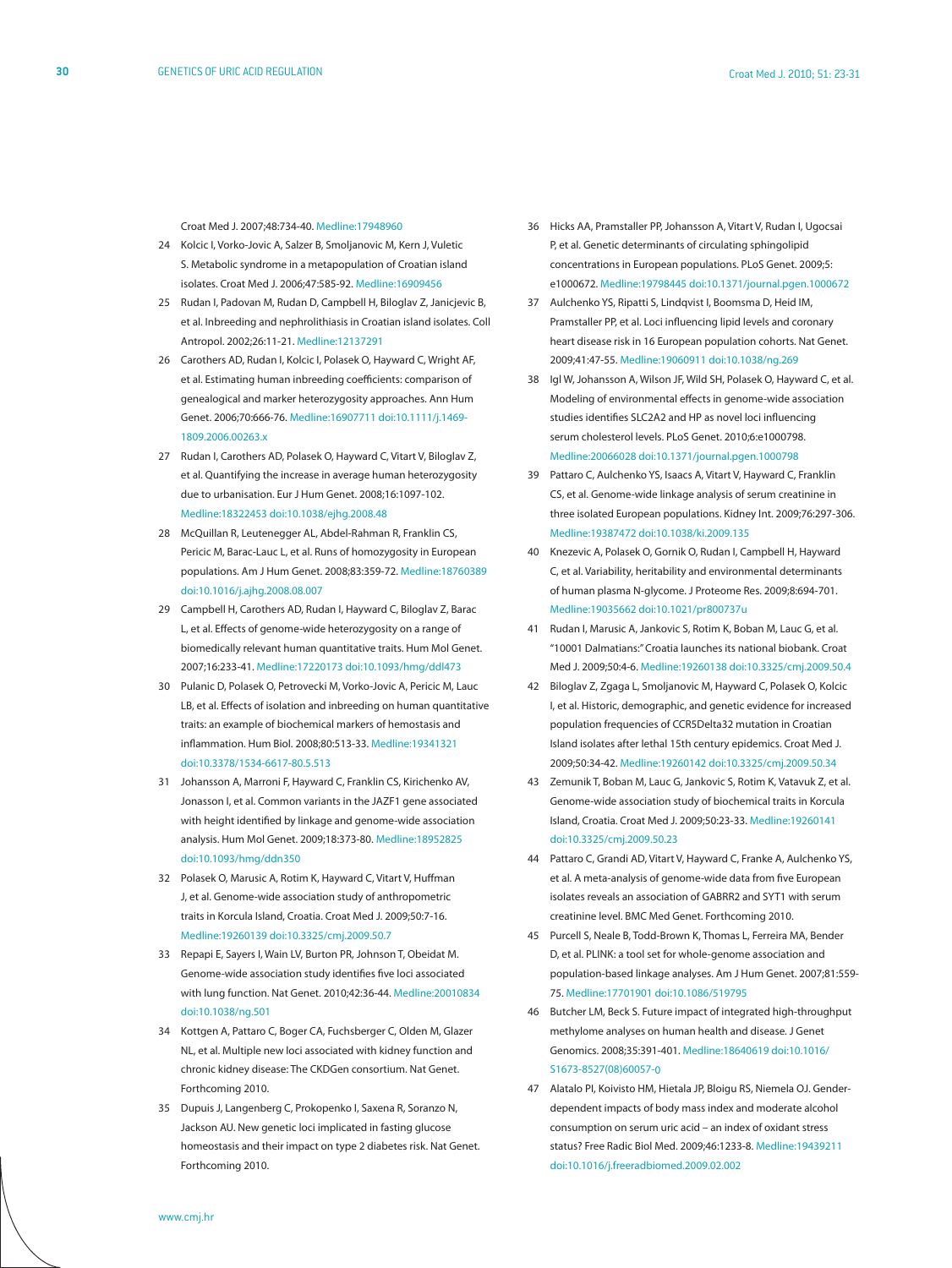Croat Med J. 2007;48:734-40. Medline:17948960

24 Kolcic I, Vorko-Jovic A, Salzer B, Smoljanovic M, Kern J, Vuletic S. Metabolic syndrome in a metapopulation of Croatian island isolates. Croat Med J. 2006;47:585-92. Medline:16909456

25 Rudan I, Padovan M, Rudan D, Campbell H, Biloglav Z, Janicjevic B, et al. Inbreeding and nephrolithiasis in Croatian island isolates. Coll Antropol. 2002;26:11-21. Medline:12137291

26 Carothers AD, Rudan I, Kolcic I, Polasek O, Hayward C, Wright AF, et al. Estimating human inbreeding coefficients: comparison of genealogical and marker heterozygosity approaches. Ann Hum Genet. 2006;70:666-76. Medline:16907711 doi:10.1111/j.1469-1809.2006.00263.x

27 Rudan I, Carothers AD, Polasek O, Hayward C, Vitart V, Biloglav Z, et al. Quantifying the increase in average human heterozygosity due to urbanisation. Eur J Hum Genet. 2008;16:1097-102. Medline:18322453 doi:10.1038/ejhg.2008.48

28 McQuillan R, Leutenegger AL, Abdel-Rahman R, Franklin CS, Pericic M, Barac-Lauc L, et al. Runs of homozygosity in European populations. Am J Hum Genet. 2008;83:359-72. Medline:18760389 doi:10.1016/j.ajhg.2008.08.007

29 Campbell H, Carothers AD, Rudan I, Hayward C, Biloglav Z, Barac L, et al. Effects of genome-wide heterozygosity on a range of biomedically relevant human quantitative traits. Hum Mol Genet. 2007;16:233-41. Medline:17220173 doi:10.1093/hmg/ddl473

30 Pulanic D, Polasek O, Petrovecki M, Vorko-Jovic A, Pericic M, Lauc LB, et al. Effects of isolation and inbreeding on human quantitative traits: an example of biochemical markers of hemostasis and inflammation. Hum Biol. 2008;80:513-33. Medline:19341321 doi:10.3378/1534-6617-80.5.513

31 Johansson A, Marroni F, Hayward C, Franklin CS, Kirichenko AV, Jonasson I, et al. Common variants in the JAZF1 gene associated with height identified by linkage and genome-wide association analysis. Hum Mol Genet. 2009;18:373-80. Medline:18952825 doi:10.1093/hmg/ddn350

32 Polasek O, Marusic A, Rotim K, Hayward C, Vitart V, Huffman J, et al. Genome-wide association study of anthropometric traits in Korcula Island, Croatia. Croat Med J. 2009;50:7-16. Medline:19260139 doi:10.3325/cmj.2009.50.7

33 Repapi E, Sayers I, Wain LV, Burton PR, Johnson T, Obeidat M. Genome-wide association study identifies five loci associated with lung function. Nat Genet. 2010;42:36-44. Medline:20010834 doi:10.1038/ng.501

34 Kottgen A, Pattaro C, Boger CA, Fuchsberger C, Olden M, Glazer NL, et al. Multiple new loci associated with kidney function and chronic kidney disease: The CKDGen consortium. Nat Genet. Forthcoming 2010.

35 Dupuis J, Langenberg C, Prokopenko I, Saxena R, Soranzo N, Jackson AU. New genetic loci implicated in fasting glucose homeostasis and their impact on type 2 diabetes risk. Nat Genet. Forthcoming 2010.

36 Hicks AA, Pramstaller PP, Johansson A, Vitart V, Rudan I, Ugocsai P, et al. Genetic determinants of circulating sphingolipid concentrations in European populations. PLoS Genet. 2009;5: e1000672. Medline:19798445 doi:10.1371/journal.pgen.1000672

37 Aulchenko YS, Ripatti S, Lindqvist I, Boomsma D, Heid IM, Pramstaller PP, et al. Loci influencing lipid levels and coronary heart disease risk in 16 European population cohorts. Nat Genet. 2009;41:47-55. Medline:19060911 doi:10.1038/ng.269

38 Igl W, Johansson A, Wilson JF, Wild SH, Polasek O, Hayward C, et al. Modeling of environmental effects in genome-wide association studies identifies SLC2A2 and HP as novel loci influencing serum cholesterol levels. PLoS Genet. 2010;6:e1000798. Medline:20066028 doi:10.1371/journal.pgen.1000798

39 Pattaro C, Aulchenko YS, Isaacs A, Vitart V, Hayward C, Franklin CS, et al. Genome-wide linkage analysis of serum creatinine in three isolated European populations. Kidney Int. 2009;76:297-306. Medline:19387472 doi:10.1038/ki.2009.135

40 Knezevic A, Polasek O, Gornik O, Rudan I, Campbell H, Hayward C, et al. Variability, heritability and environmental determinants of human plasma N-glycome. J Proteome Res. 2009;8:694-701. Medline:19035662 doi:10.1021/pr800737u

41 Rudan I, Marusic A, Jankovic S, Rotim K, Boban M, Lauc G, et al. "10001 Dalmatians:" Croatia launches its national biobank. Croat Med J. 2009;50:4-6. Medline:19260138 doi:10.3325/cmj.2009.50.4

42 Biloglav Z, Zgaga L, Smoljanovic M, Hayward C, Polasek O, Kolcic I, et al. Historic, demographic, and genetic evidence for increased population frequencies of CCR5Delta32 mutation in Croatian Island isolates after lethal 15th century epidemics. Croat Med J. 2009;50:34-42. Medline:19260142 doi:10.3325/cmj.2009.50.34

43 Zemunik T, Boban M, Lauc G, Jankovic S, Rotim K, Vatavuk Z, et al. Genome-wide association study of biochemical traits in Korcula Island, Croatia. Croat Med J. 2009;50:23-33. Medline:19260141 doi:10.3325/cmj.2009.50.23

44 Pattaro C, Grandi AD, Vitart V, Hayward C, Franke A, Aulchenko YS, et al. A meta-analysis of genome-wide data from five European isolates reveals an association of GABRR2 and SYT1 with serum creatinine level. BMC Med Genet. Forthcoming 2010.

45 Purcell S, Neale B, Todd-Brown K, Thomas L, Ferreira MA, Bender D, et al. PLINK: a tool set for whole-genome association and population-based linkage analyses. Am J Hum Genet. 2007;81:559-75. Medline:17701901 doi:10.1086/519795

46 Butcher LM, Beck S. Future impact of integrated high-throughput methylome analyses on human health and disease. J Genet Genomics. 2008;35:391-401. Medline:18640619 doi:10.1016/S1673-8527(08)60057-0

47 Alatalo PI, Koivisto HM, Hietala JP, Bloigu RS, Niemela OJ. Gender-dependent impacts of body mass index and moderate alcohol consumption on serum uric acid – an index of oxidant stress status? Free Radic Biol Med. 2009;46:1233-8. Medline:19439211 doi:10.1016/j.freeradbiomed.2009.02.002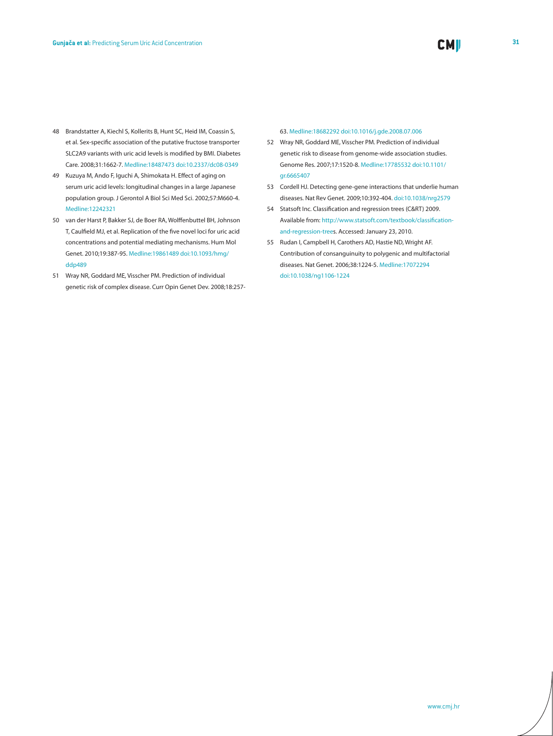48 Brandstatter A, Kiechl S, Kollerits B, Hunt SC, Heid IM, Coassin S, et al. Sex-specific association of the putative fructose transporter SLC2A9 variants with uric acid levels is modified by BMI. Diabetes Care. 2008;31:1662-7. Medline:18487473 doi:10.2337/dc08-0349

49 Kuzuya M, Ando F, Iguchi A, Shimokata H. Effect of aging on serum uric acid levels: longitudinal changes in a large Japanese population group. J Gerontol A Biol Sci Med Sci. 2002;57:M660-4. Medline:12242321

50 van der Harst P, Bakker SJ, de Boer RA, Wolffenbuttel BH, Johnson T, Caulfield MJ, et al. Replication of the five novel loci for uric acid concentrations and potential mediating mechanisms. Hum Mol Genet. 2010;19:387-95. Medline:19861489 doi:10.1093/hmg/ddp489

51 Wray NR, Goddard ME, Visscher PM. Prediction of individual genetic risk of complex disease. Curr Opin Genet Dev. 2008;18:257-63. Medline:18682292 doi:10.1016/j.gde.2008.07.006

52 Wray NR, Goddard ME, Visscher PM. Prediction of individual genetic risk to disease from genome-wide association studies. Genome Res. 2007;17:1520-8. Medline:17785532 doi:10.1101/gr.6665407

53 Cordell HJ. Detecting gene-gene interactions that underlie human diseases. Nat Rev Genet. 2009;10:392-404. doi:10.1038/nrg2579

54 Statsoft Inc. Classification and regression trees (C&RT) 2009. Available from: http://www.statsoft.com/textbook/classification-and-regression-trees. Accessed: January 23, 2010.

55 Rudan I, Campbell H, Carothers AD, Hastie ND, Wright AF. Contribution of consanguinuity to polygenic and multifactorial diseases. Nat Genet. 2006;38:1224-5. Medline:17072294 doi:10.1038/ng1106-1224